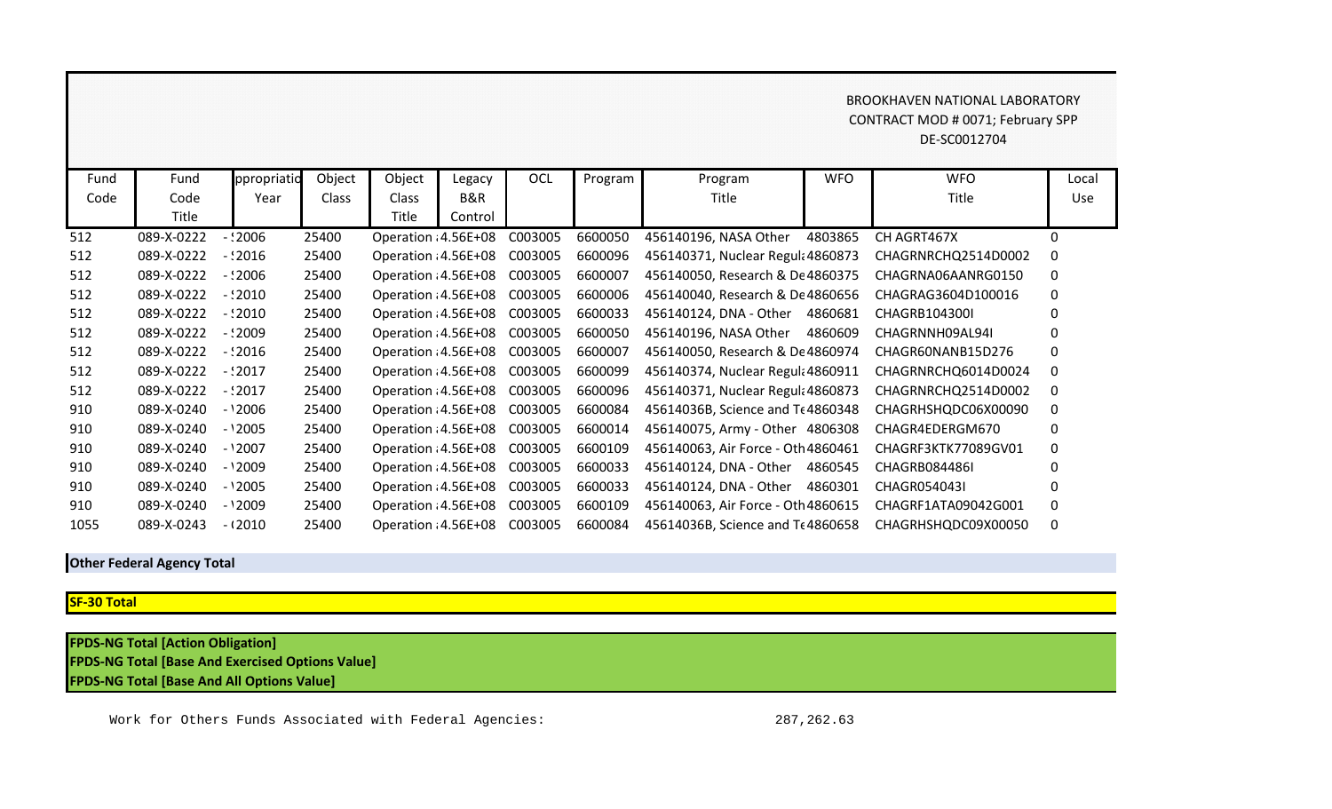BROOKHAVEN NATIONAL LABORATORY
CONTRACT MOD # 0071; February SPP
DE-SC0012704

| Fund Code | Fund Code Title | ppropriatio Year | Object Class | Object Class Title | Legacy B&R Control | OCL | Program | Program Title | WFO | WFO Title | Local Use |
|---|---|---|---|---|---|---|---|---|---|---|---|
| 512 | 089-X-0222 | - !2006 | 25400 | Operation ; | 4.56E+08 | C003005 | 6600050 | 456140196, NASA Other | 4803865 | CH AGRT467X | 0 |
| 512 | 089-X-0222 | - !2016 | 25400 | Operation ; | 4.56E+08 | C003005 | 6600096 | 456140371, Nuclear Regul; | 4860873 | CHAGRNRCHQ2514D0002 | 0 |
| 512 | 089-X-0222 | - !2006 | 25400 | Operation ; | 4.56E+08 | C003005 | 6600007 | 456140050, Research & De | 4860375 | CHAGRNA06AANRG0150 | 0 |
| 512 | 089-X-0222 | - !2010 | 25400 | Operation ; | 4.56E+08 | C003005 | 6600006 | 456140040, Research & De | 4860656 | CHAGRAG3604D100016 | 0 |
| 512 | 089-X-0222 | - !2010 | 25400 | Operation ; | 4.56E+08 | C003005 | 6600033 | 456140124, DNA - Other | 4860681 | CHAGRB104300I | 0 |
| 512 | 089-X-0222 | - !2009 | 25400 | Operation ; | 4.56E+08 | C003005 | 6600050 | 456140196, NASA Other | 4860609 | CHAGRNNH09AL94I | 0 |
| 512 | 089-X-0222 | - !2016 | 25400 | Operation ; | 4.56E+08 | C003005 | 6600007 | 456140050, Research & De | 4860974 | CHAGR60NANB15D276 | 0 |
| 512 | 089-X-0222 | - !2017 | 25400 | Operation ; | 4.56E+08 | C003005 | 6600099 | 456140374, Nuclear Regul; | 4860911 | CHAGRNRCHQ6014D0024 | 0 |
| 512 | 089-X-0222 | - !2017 | 25400 | Operation ; | 4.56E+08 | C003005 | 6600096 | 456140371, Nuclear Regul; | 4860873 | CHAGRNRCHQ2514D0002 | 0 |
| 910 | 089-X-0240 | - !2006 | 25400 | Operation ; | 4.56E+08 | C003005 | 6600084 | 45614036B, Science and T( | 4860348 | CHAGRHSHQDC06X00090 | 0 |
| 910 | 089-X-0240 | - !2005 | 25400 | Operation ; | 4.56E+08 | C003005 | 6600014 | 456140075, Army - Other | 4806308 | CHAGR4EDERGM670 | 0 |
| 910 | 089-X-0240 | - !2007 | 25400 | Operation ; | 4.56E+08 | C003005 | 6600109 | 456140063, Air Force - Oth | 4860461 | CHAGRF3KTK77089GV01 | 0 |
| 910 | 089-X-0240 | - !2009 | 25400 | Operation ; | 4.56E+08 | C003005 | 6600033 | 456140124, DNA - Other | 4860545 | CHAGRB084486I | 0 |
| 910 | 089-X-0240 | - !2005 | 25400 | Operation ; | 4.56E+08 | C003005 | 6600033 | 456140124, DNA - Other | 4860301 | CHAGR054043I | 0 |
| 910 | 089-X-0240 | - !2009 | 25400 | Operation ; | 4.56E+08 | C003005 | 6600109 | 456140063, Air Force - Oth | 4860615 | CHAGRF1ATA09042G001 | 0 |
| 1055 | 089-X-0243 | - (2010 | 25400 | Operation ; | 4.56E+08 | C003005 | 6600084 | 45614036B, Science and T( | 4860658 | CHAGRHSHQDC09X00050 | 0 |

**Other Federal Agency Total**

**SF-30 Total**

**FPDS-NG Total [Action Obligation]**
**FPDS-NG Total [Base And Exercised Options Value]**
**FPDS-NG Total [Base And All Options Value]**

Work for Others Funds Associated with Federal Agencies: 287,262.63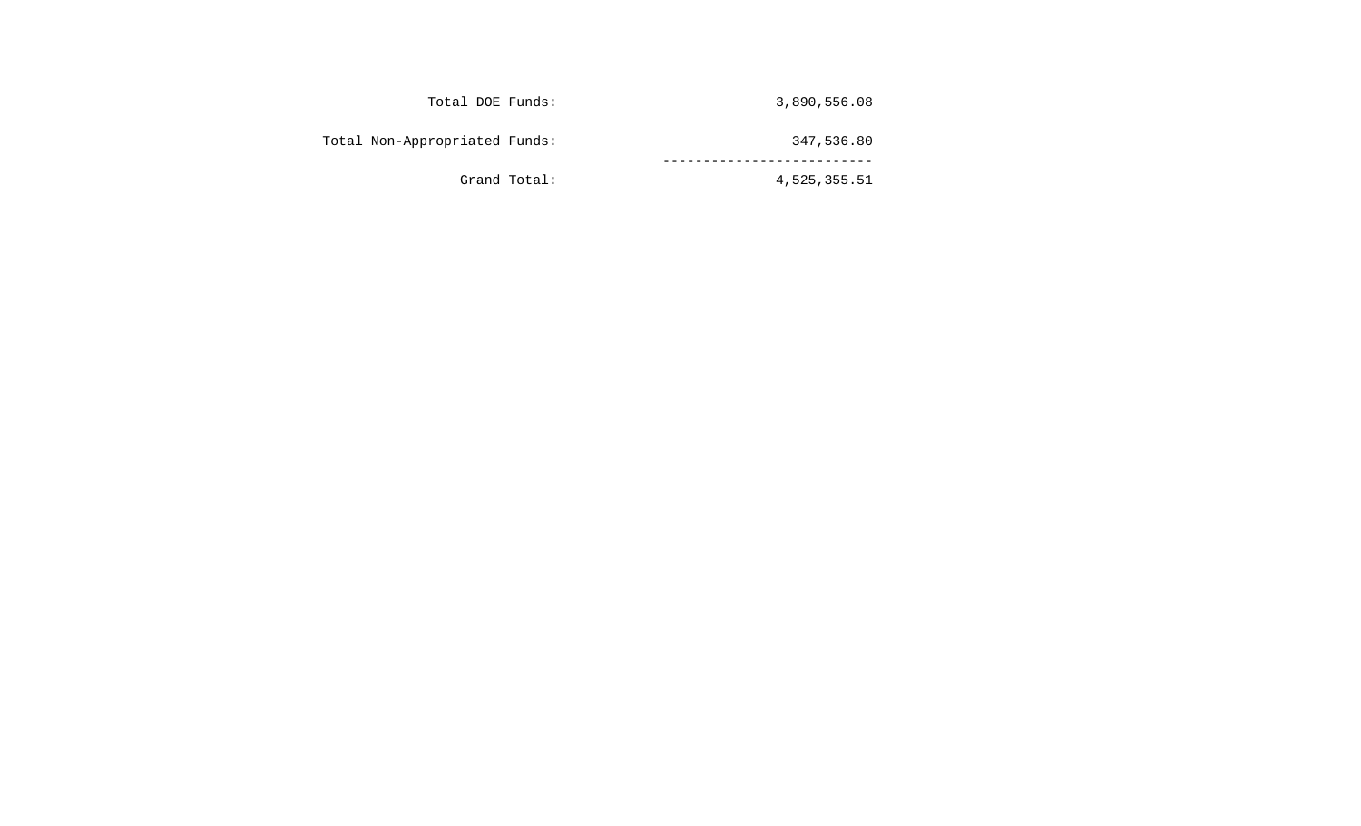| | |
|---|---|
| Total DOE Funds: | 3,890,556.08 |
| Total Non-Appropriated Funds: | 347,536.80 |
| | ------------------------- |
| Grand Total: | 4,525,355.51 |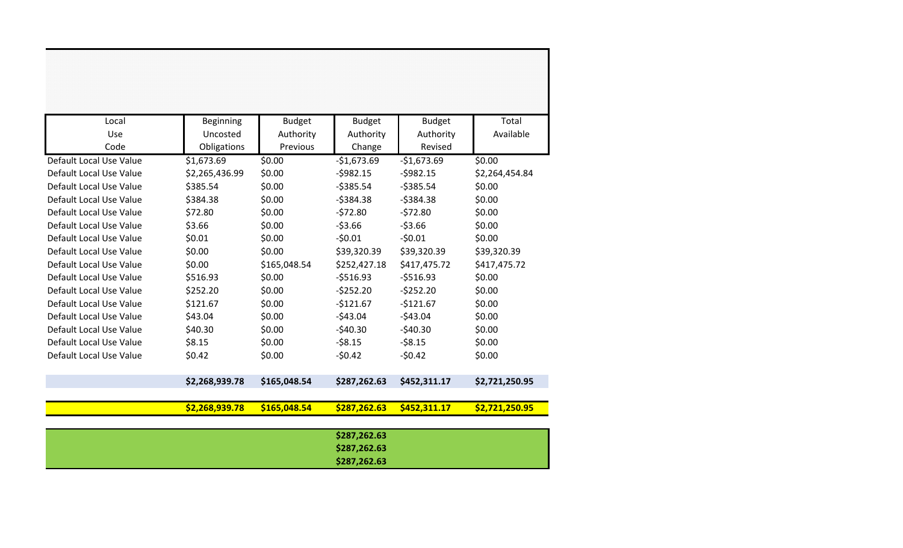| Local Use Code | Beginning Uncosted Obligations | Budget Authority Previous | Budget Authority Change | Budget Authority Revised | Total Available |
|---|---|---|---|---|---|
| Default Local Use Value | $1,673.69 | $0.00 | -$1,673.69 | -$1,673.69 | $0.00 |
| Default Local Use Value | $2,265,436.99 | $0.00 | -$982.15 | -$982.15 | $2,264,454.84 |
| Default Local Use Value | $385.54 | $0.00 | -$385.54 | -$385.54 | $0.00 |
| Default Local Use Value | $384.38 | $0.00 | -$384.38 | -$384.38 | $0.00 |
| Default Local Use Value | $72.80 | $0.00 | -$72.80 | -$72.80 | $0.00 |
| Default Local Use Value | $3.66 | $0.00 | -$3.66 | -$3.66 | $0.00 |
| Default Local Use Value | $0.01 | $0.00 | -$0.01 | -$0.01 | $0.00 |
| Default Local Use Value | $0.00 | $0.00 | $39,320.39 | $39,320.39 | $39,320.39 |
| Default Local Use Value | $0.00 | $165,048.54 | $252,427.18 | $417,475.72 | $417,475.72 |
| Default Local Use Value | $516.93 | $0.00 | -$516.93 | -$516.93 | $0.00 |
| Default Local Use Value | $252.20 | $0.00 | -$252.20 | -$252.20 | $0.00 |
| Default Local Use Value | $121.67 | $0.00 | -$121.67 | -$121.67 | $0.00 |
| Default Local Use Value | $43.04 | $0.00 | -$43.04 | -$43.04 | $0.00 |
| Default Local Use Value | $40.30 | $0.00 | -$40.30 | -$40.30 | $0.00 |
| Default Local Use Value | $8.15 | $0.00 | -$8.15 | -$8.15 | $0.00 |
| Default Local Use Value | $0.42 | $0.00 | -$0.42 | -$0.42 | $0.00 |
| | **$2,268,939.78** | **$165,048.54** | **$287,262.63** | **$452,311.17** | **$2,721,250.95** |
| | **$2,268,939.78** | **$165,048.54** | **$287,262.63** | **$452,311.17** | **$2,721,250.95** |
| | | | **$287,262.63** | | |
| | | | **$287,262.63** | | |
| | | | **$287,262.63** | | |